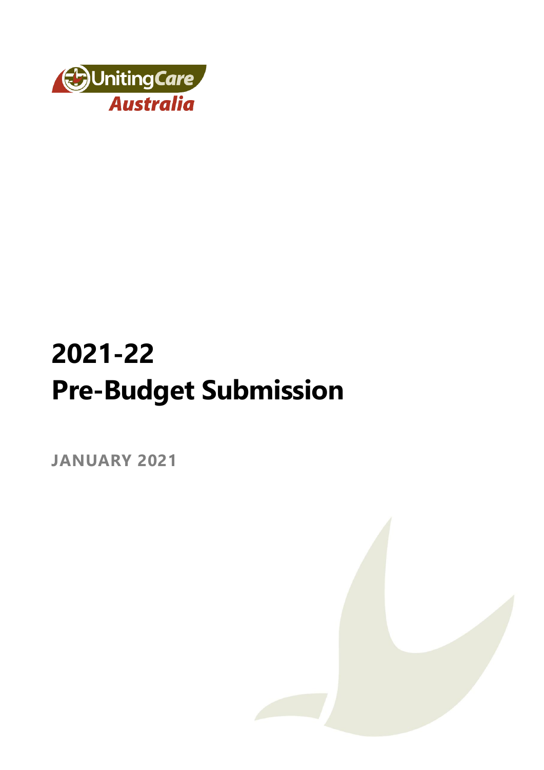UnitingCare Australia

# 2021-22 Pre-Budget Submission

**JANUARY 2021**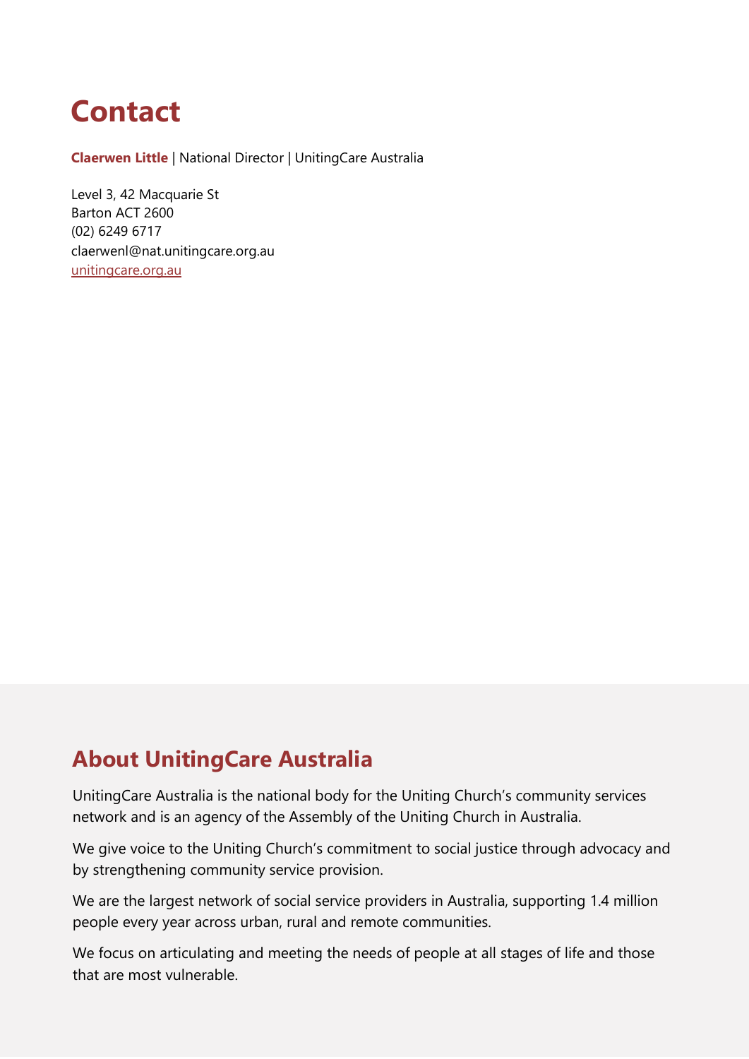# Contact

**Claerwen Little** | National Director | UnitingCare Australia

Level 3, 42 Macquarie St
Barton ACT 2600
(02) 6249 6717
claerwenl@nat.unitingcare.org.au
[unitingcare.org.au](unitingcare.org.au)

## About UnitingCare Australia

UnitingCare Australia is the national body for the Uniting Church's community services network and is an agency of the Assembly of the Uniting Church in Australia.

We give voice to the Uniting Church's commitment to social justice through advocacy and by strengthening community service provision.

We are the largest network of social service providers in Australia, supporting 1.4 million people every year across urban, rural and remote communities.

We focus on articulating and meeting the needs of people at all stages of life and those that are most vulnerable.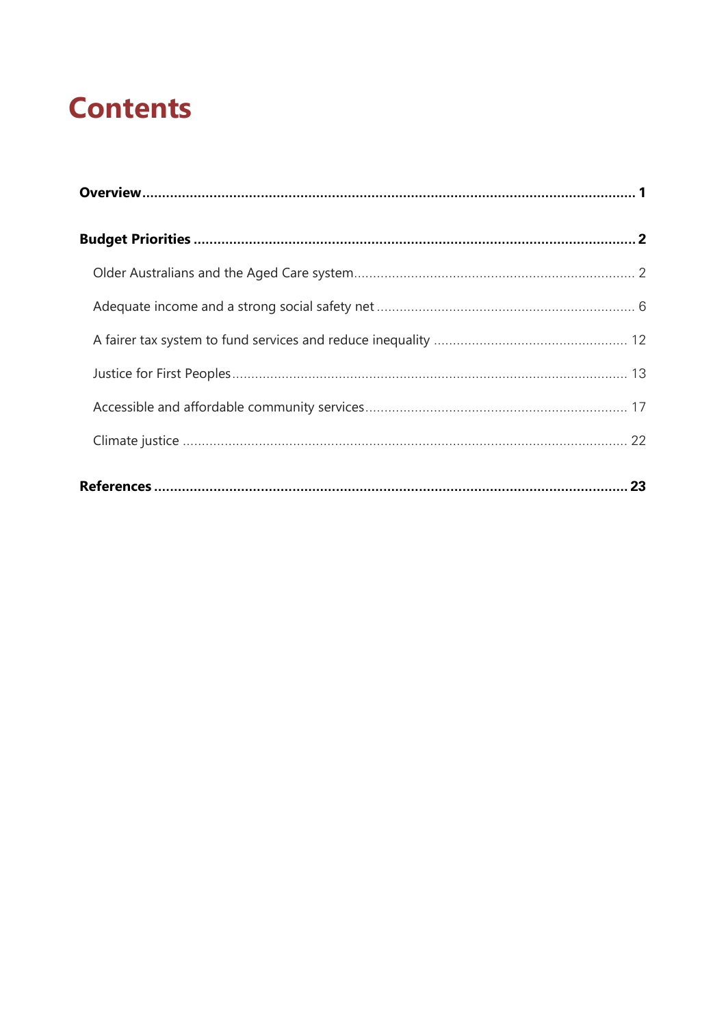# Contents

**Overview** ........................................................................................................................ **1**

**Budget Priorities** ............................................................................................................ **2**

- Older Australians and the Aged Care system ........................................................................ 2
- Adequate income and a strong social safety net .................................................................. 6
- A fairer tax system to fund services and reduce inequality ................................................. 12
- Justice for First Peoples ..................................................................................................... 13
- Accessible and affordable community services .................................................................. 17
- Climate justice .................................................................................................................. 22

**References** ..................................................................................................................... **23**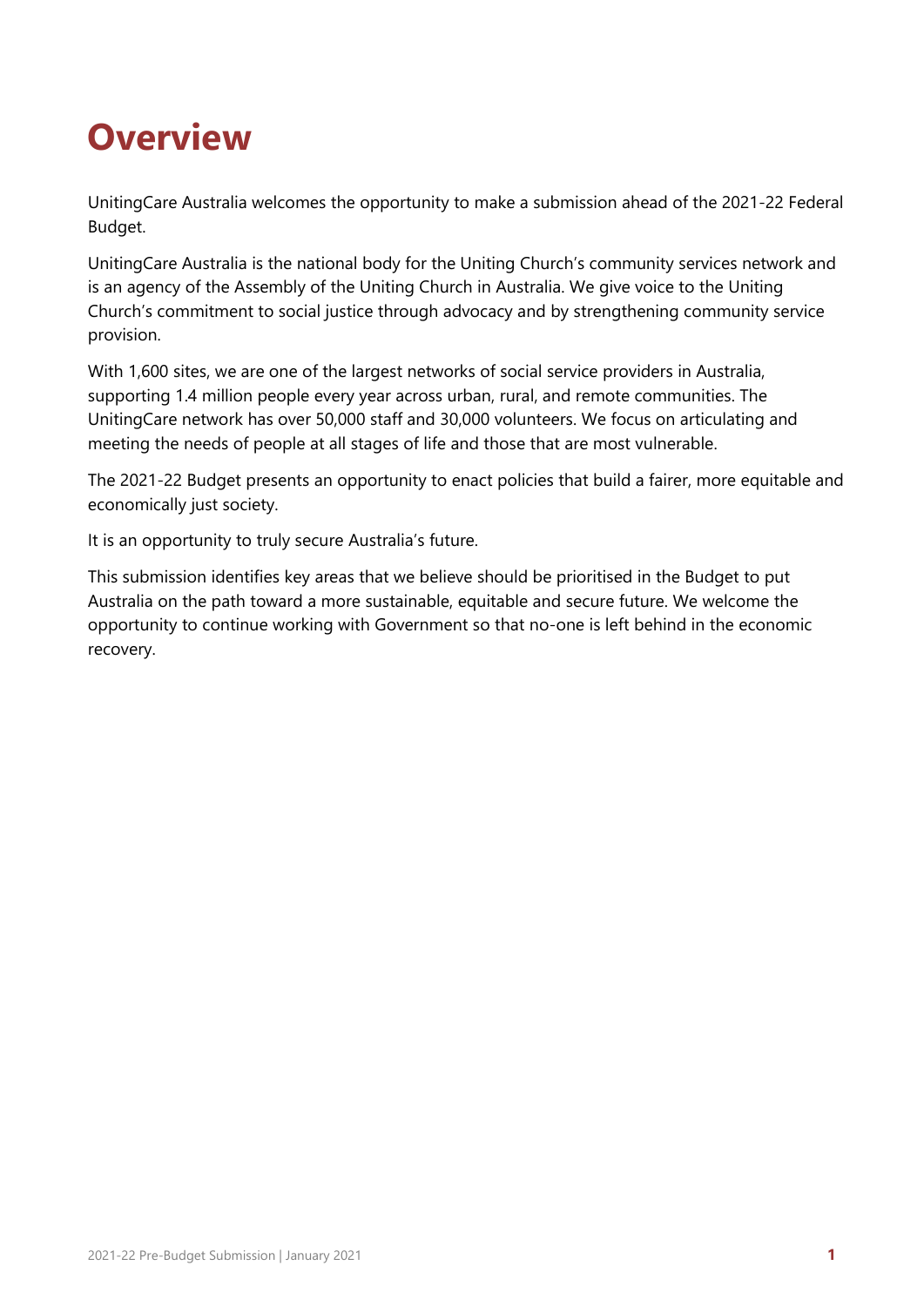# Overview

UnitingCare Australia welcomes the opportunity to make a submission ahead of the 2021-22 Federal Budget.

UnitingCare Australia is the national body for the Uniting Church's community services network and is an agency of the Assembly of the Uniting Church in Australia. We give voice to the Uniting Church's commitment to social justice through advocacy and by strengthening community service provision.

With 1,600 sites, we are one of the largest networks of social service providers in Australia, supporting 1.4 million people every year across urban, rural, and remote communities. The UnitingCare network has over 50,000 staff and 30,000 volunteers. We focus on articulating and meeting the needs of people at all stages of life and those that are most vulnerable.

The 2021-22 Budget presents an opportunity to enact policies that build a fairer, more equitable and economically just society.

It is an opportunity to truly secure Australia's future.

This submission identifies key areas that we believe should be prioritised in the Budget to put Australia on the path toward a more sustainable, equitable and secure future. We welcome the opportunity to continue working with Government so that no-one is left behind in the economic recovery.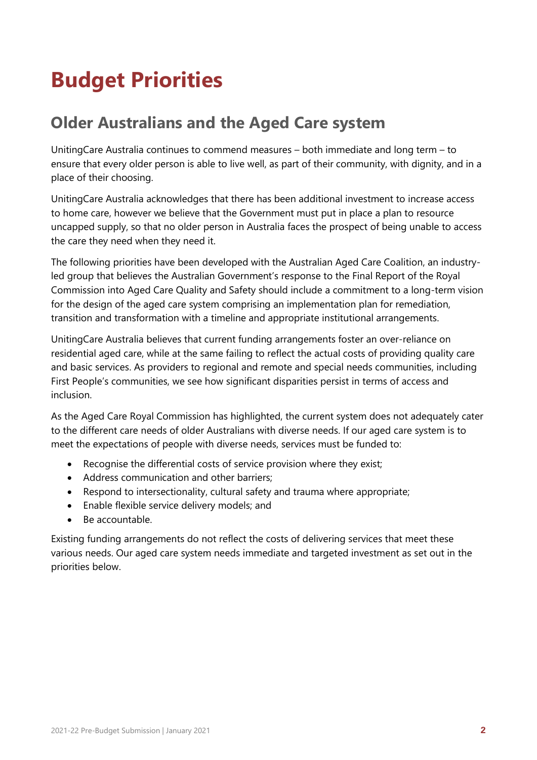# Budget Priorities

## Older Australians and the Aged Care system

UnitingCare Australia continues to commend measures – both immediate and long term – to ensure that every older person is able to live well, as part of their community, with dignity, and in a place of their choosing.

UnitingCare Australia acknowledges that there has been additional investment to increase access to home care, however we believe that the Government must put in place a plan to resource uncapped supply, so that no older person in Australia faces the prospect of being unable to access the care they need when they need it.

The following priorities have been developed with the Australian Aged Care Coalition, an industry-led group that believes the Australian Government's response to the Final Report of the Royal Commission into Aged Care Quality and Safety should include a commitment to a long-term vision for the design of the aged care system comprising an implementation plan for remediation, transition and transformation with a timeline and appropriate institutional arrangements.

UnitingCare Australia believes that current funding arrangements foster an over-reliance on residential aged care, while at the same failing to reflect the actual costs of providing quality care and basic services. As providers to regional and remote and special needs communities, including First People's communities, we see how significant disparities persist in terms of access and inclusion.

As the Aged Care Royal Commission has highlighted, the current system does not adequately cater to the different care needs of older Australians with diverse needs. If our aged care system is to meet the expectations of people with diverse needs, services must be funded to:

- Recognise the differential costs of service provision where they exist;
- Address communication and other barriers;
- Respond to intersectionality, cultural safety and trauma where appropriate;
- Enable flexible service delivery models; and
- Be accountable.

Existing funding arrangements do not reflect the costs of delivering services that meet these various needs. Our aged care system needs immediate and targeted investment as set out in the priorities below.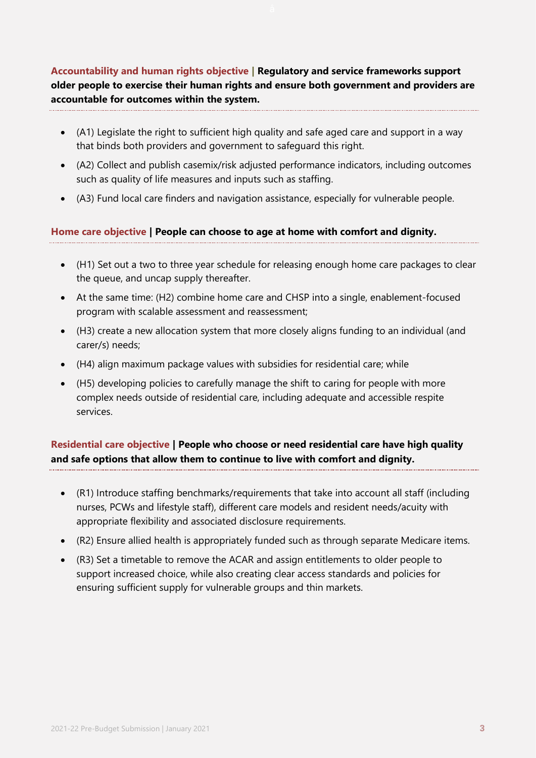**Accountability and human rights objective | Regulatory and service frameworks support older people to exercise their human rights and ensure both government and providers are accountable for outcomes within the system.**

- (A1) Legislate the right to sufficient high quality and safe aged care and support in a way that binds both providers and government to safeguard this right.
- (A2) Collect and publish casemix/risk adjusted performance indicators, including outcomes such as quality of life measures and inputs such as staffing.
- (A3) Fund local care finders and navigation assistance, especially for vulnerable people.

**Home care objective | People can choose to age at home with comfort and dignity.**

- (H1) Set out a two to three year schedule for releasing enough home care packages to clear the queue, and uncap supply thereafter.
- At the same time: (H2) combine home care and CHSP into a single, enablement-focused program with scalable assessment and reassessment;
- (H3) create a new allocation system that more closely aligns funding to an individual (and carer/s) needs;
- (H4) align maximum package values with subsidies for residential care; while
- (H5) developing policies to carefully manage the shift to caring for people with more complex needs outside of residential care, including adequate and accessible respite services.

**Residential care objective | People who choose or need residential care have high quality and safe options that allow them to continue to live with comfort and dignity.**

- (R1) Introduce staffing benchmarks/requirements that take into account all staff (including nurses, PCWs and lifestyle staff), different care models and resident needs/acuity with appropriate flexibility and associated disclosure requirements.
- (R2) Ensure allied health is appropriately funded such as through separate Medicare items.
- (R3) Set a timetable to remove the ACAR and assign entitlements to older people to support increased choice, while also creating clear access standards and policies for ensuring sufficient supply for vulnerable groups and thin markets.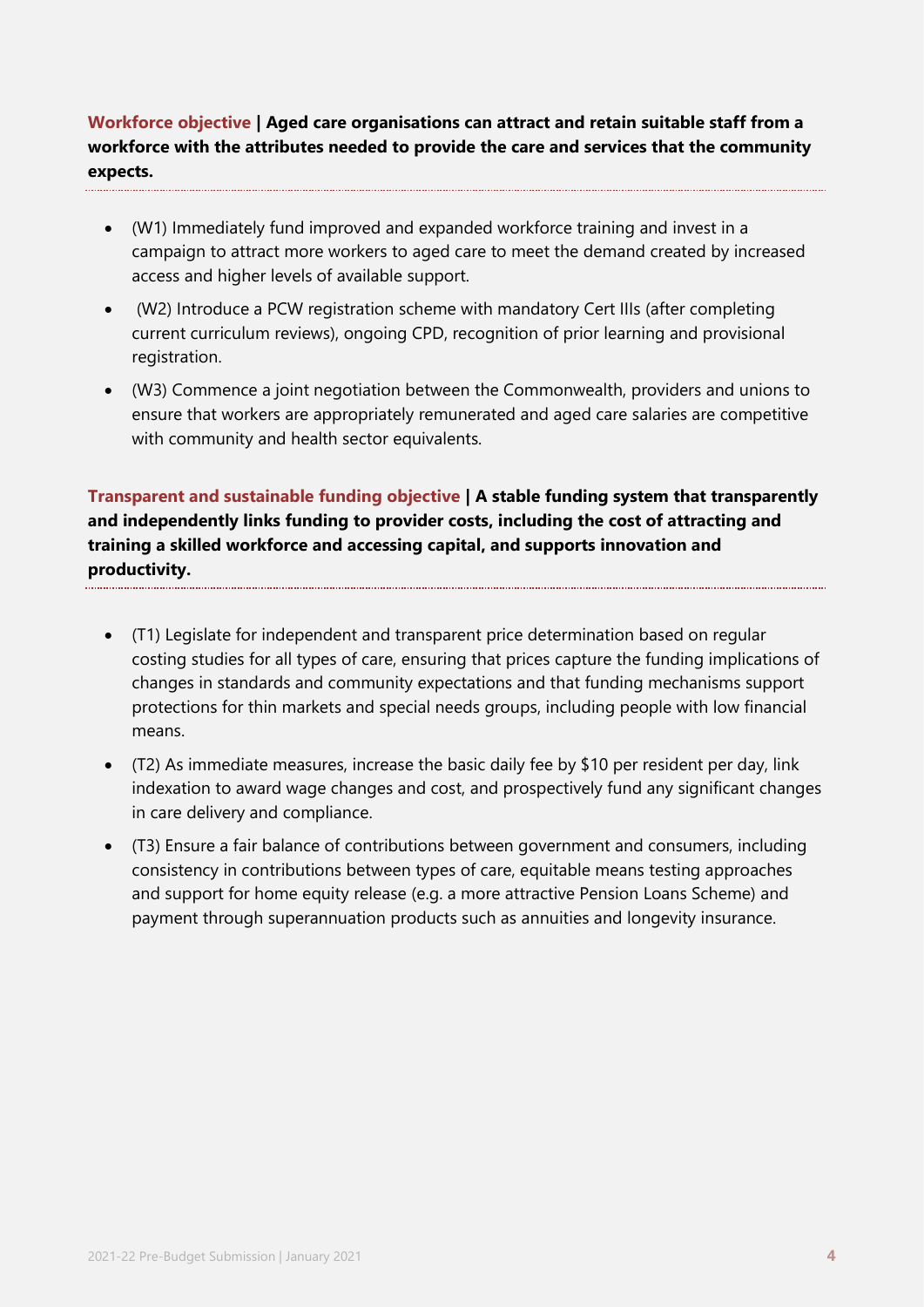**Workforce objective | Aged care organisations can attract and retain suitable staff from a workforce with the attributes needed to provide the care and services that the community expects.**

- (W1) Immediately fund improved and expanded workforce training and invest in a campaign to attract more workers to aged care to meet the demand created by increased access and higher levels of available support.
- (W2) Introduce a PCW registration scheme with mandatory Cert IIIs (after completing current curriculum reviews), ongoing CPD, recognition of prior learning and provisional registration.
- (W3) Commence a joint negotiation between the Commonwealth, providers and unions to ensure that workers are appropriately remunerated and aged care salaries are competitive with community and health sector equivalents.

**Transparent and sustainable funding objective | A stable funding system that transparently and independently links funding to provider costs, including the cost of attracting and training a skilled workforce and accessing capital, and supports innovation and productivity.**

- (T1) Legislate for independent and transparent price determination based on regular costing studies for all types of care, ensuring that prices capture the funding implications of changes in standards and community expectations and that funding mechanisms support protections for thin markets and special needs groups, including people with low financial means.
- (T2) As immediate measures, increase the basic daily fee by $10 per resident per day, link indexation to award wage changes and cost, and prospectively fund any significant changes in care delivery and compliance.
- (T3) Ensure a fair balance of contributions between government and consumers, including consistency in contributions between types of care, equitable means testing approaches and support for home equity release (e.g. a more attractive Pension Loans Scheme) and payment through superannuation products such as annuities and longevity insurance.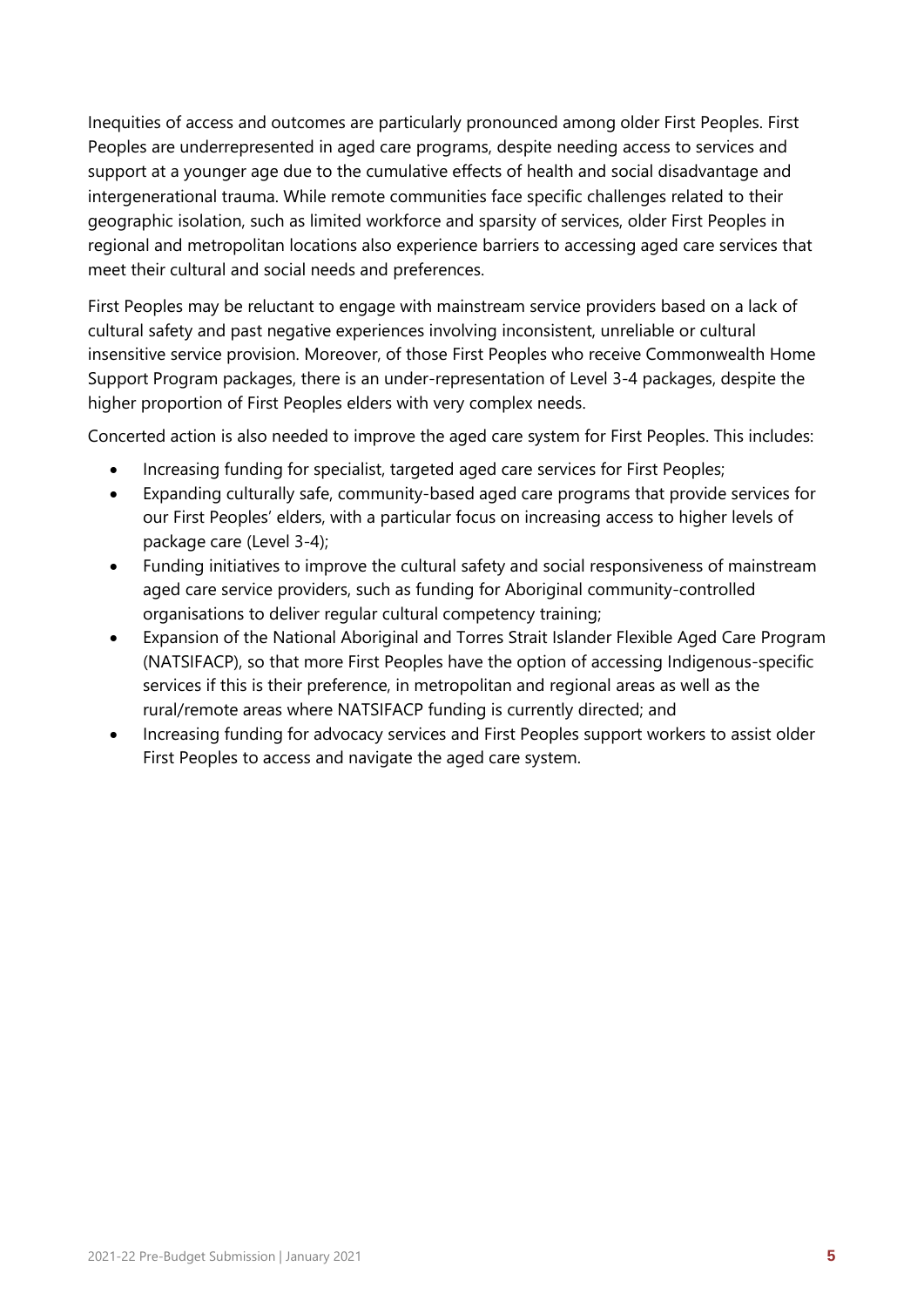Inequities of access and outcomes are particularly pronounced among older First Peoples. First Peoples are underrepresented in aged care programs, despite needing access to services and support at a younger age due to the cumulative effects of health and social disadvantage and intergenerational trauma. While remote communities face specific challenges related to their geographic isolation, such as limited workforce and sparsity of services, older First Peoples in regional and metropolitan locations also experience barriers to accessing aged care services that meet their cultural and social needs and preferences.

First Peoples may be reluctant to engage with mainstream service providers based on a lack of cultural safety and past negative experiences involving inconsistent, unreliable or cultural insensitive service provision. Moreover, of those First Peoples who receive Commonwealth Home Support Program packages, there is an under-representation of Level 3-4 packages, despite the higher proportion of First Peoples elders with very complex needs.

Concerted action is also needed to improve the aged care system for First Peoples. This includes:

- Increasing funding for specialist, targeted aged care services for First Peoples;
- Expanding culturally safe, community-based aged care programs that provide services for our First Peoples' elders, with a particular focus on increasing access to higher levels of package care (Level 3-4);
- Funding initiatives to improve the cultural safety and social responsiveness of mainstream aged care service providers, such as funding for Aboriginal community-controlled organisations to deliver regular cultural competency training;
- Expansion of the National Aboriginal and Torres Strait Islander Flexible Aged Care Program (NATSIFACP), so that more First Peoples have the option of accessing Indigenous-specific services if this is their preference, in metropolitan and regional areas as well as the rural/remote areas where NATSIFACP funding is currently directed; and
- Increasing funding for advocacy services and First Peoples support workers to assist older First Peoples to access and navigate the aged care system.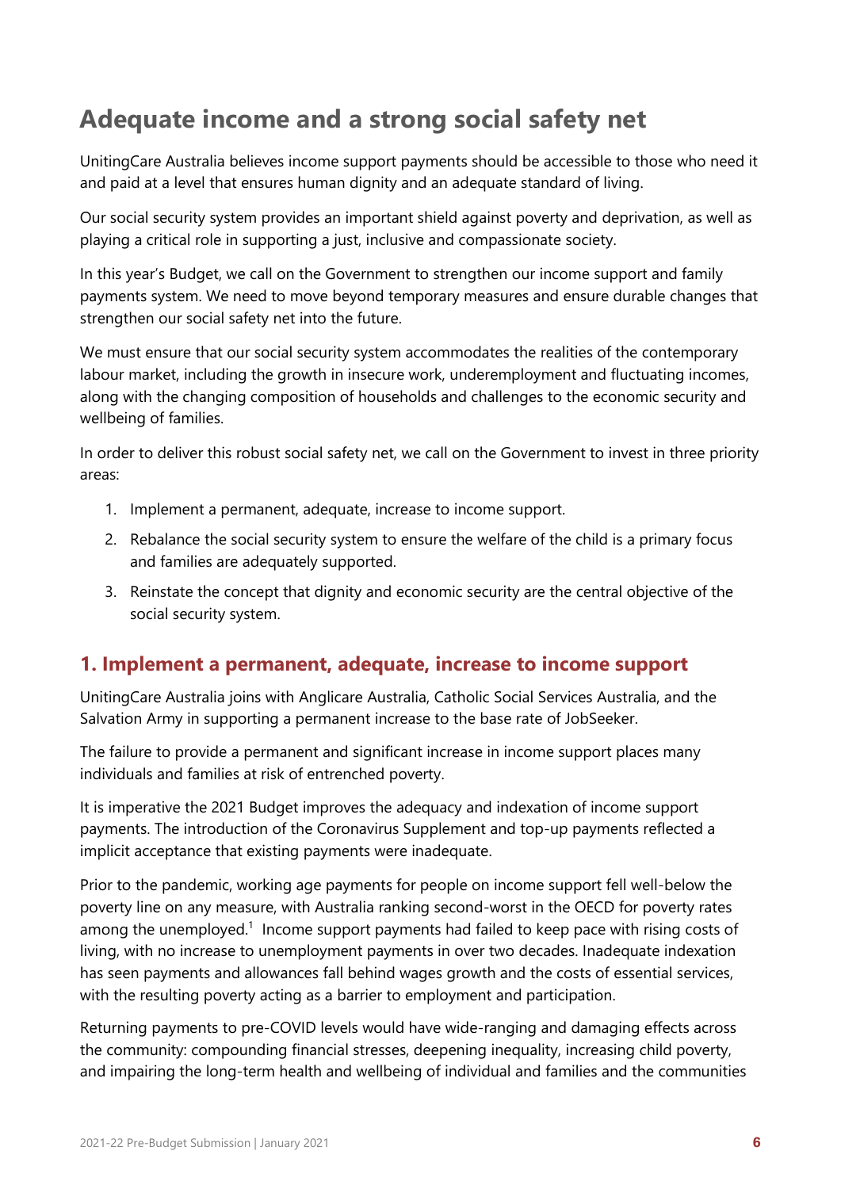## Adequate income and a strong social safety net

UnitingCare Australia believes income support payments should be accessible to those who need it and paid at a level that ensures human dignity and an adequate standard of living.

Our social security system provides an important shield against poverty and deprivation, as well as playing a critical role in supporting a just, inclusive and compassionate society.

In this year's Budget, we call on the Government to strengthen our income support and family payments system. We need to move beyond temporary measures and ensure durable changes that strengthen our social safety net into the future.

We must ensure that our social security system accommodates the realities of the contemporary labour market, including the growth in insecure work, underemployment and fluctuating incomes, along with the changing composition of households and challenges to the economic security and wellbeing of families.

In order to deliver this robust social safety net, we call on the Government to invest in three priority areas:

1. Implement a permanent, adequate, increase to income support.
2. Rebalance the social security system to ensure the welfare of the child is a primary focus and families are adequately supported.
3. Reinstate the concept that dignity and economic security are the central objective of the social security system.

### 1. Implement a permanent, adequate, increase to income support

UnitingCare Australia joins with Anglicare Australia, Catholic Social Services Australia, and the Salvation Army in supporting a permanent increase to the base rate of JobSeeker.

The failure to provide a permanent and significant increase in income support places many individuals and families at risk of entrenched poverty.

It is imperative the 2021 Budget improves the adequacy and indexation of income support payments. The introduction of the Coronavirus Supplement and top-up payments reflected a implicit acceptance that existing payments were inadequate.

Prior to the pandemic, working age payments for people on income support fell well-below the poverty line on any measure, with Australia ranking second-worst in the OECD for poverty rates among the unemployed.[1] Income support payments had failed to keep pace with rising costs of living, with no increase to unemployment payments in over two decades. Inadequate indexation has seen payments and allowances fall behind wages growth and the costs of essential services, with the resulting poverty acting as a barrier to employment and participation.

Returning payments to pre-COVID levels would have wide-ranging and damaging effects across the community: compounding financial stresses, deepening inequality, increasing child poverty, and impairing the long-term health and wellbeing of individual and families and the communities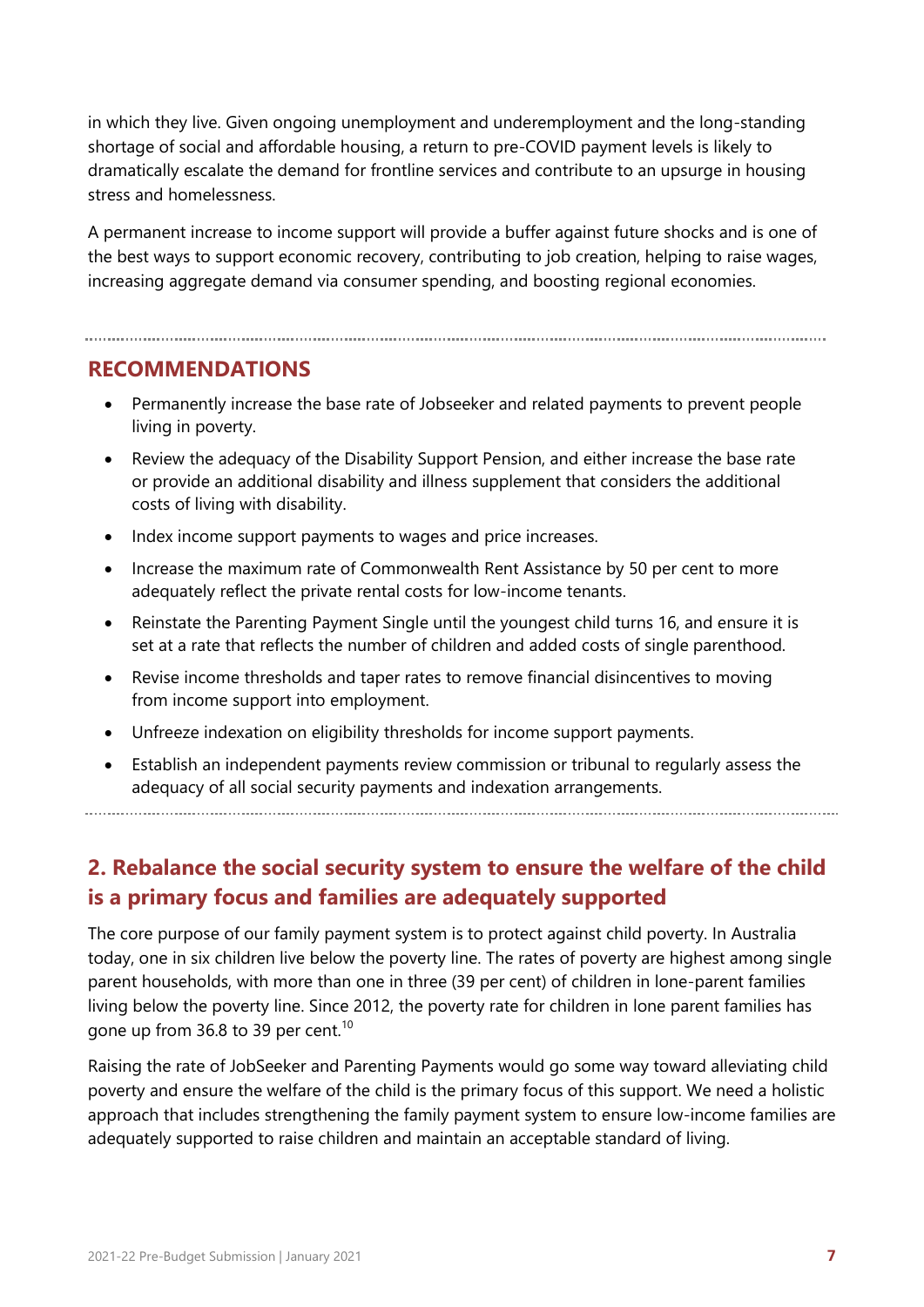in which they live. Given ongoing unemployment and underemployment and the long-standing shortage of social and affordable housing, a return to pre-COVID payment levels is likely to dramatically escalate the demand for frontline services and contribute to an upsurge in housing stress and homelessness.

A permanent increase to income support will provide a buffer against future shocks and is one of the best ways to support economic recovery, contributing to job creation, helping to raise wages, increasing aggregate demand via consumer spending, and boosting regional economies.

### RECOMMENDATIONS

- Permanently increase the base rate of Jobseeker and related payments to prevent people living in poverty.
- Review the adequacy of the Disability Support Pension, and either increase the base rate or provide an additional disability and illness supplement that considers the additional costs of living with disability.
- Index income support payments to wages and price increases.
- Increase the maximum rate of Commonwealth Rent Assistance by 50 per cent to more adequately reflect the private rental costs for low-income tenants.
- Reinstate the Parenting Payment Single until the youngest child turns 16, and ensure it is set at a rate that reflects the number of children and added costs of single parenthood.
- Revise income thresholds and taper rates to remove financial disincentives to moving from income support into employment.
- Unfreeze indexation on eligibility thresholds for income support payments.
- Establish an independent payments review commission or tribunal to regularly assess the adequacy of all social security payments and indexation arrangements.

## 2. Rebalance the social security system to ensure the welfare of the child is a primary focus and families are adequately supported

The core purpose of our family payment system is to protect against child poverty. In Australia today, one in six children live below the poverty line. The rates of poverty are highest among single parent households, with more than one in three (39 per cent) of children in lone-parent families living below the poverty line. Since 2012, the poverty rate for children in lone parent families has gone up from 36.8 to 39 per cent.[10]

Raising the rate of JobSeeker and Parenting Payments would go some way toward alleviating child poverty and ensure the welfare of the child is the primary focus of this support. We need a holistic approach that includes strengthening the family payment system to ensure low-income families are adequately supported to raise children and maintain an acceptable standard of living.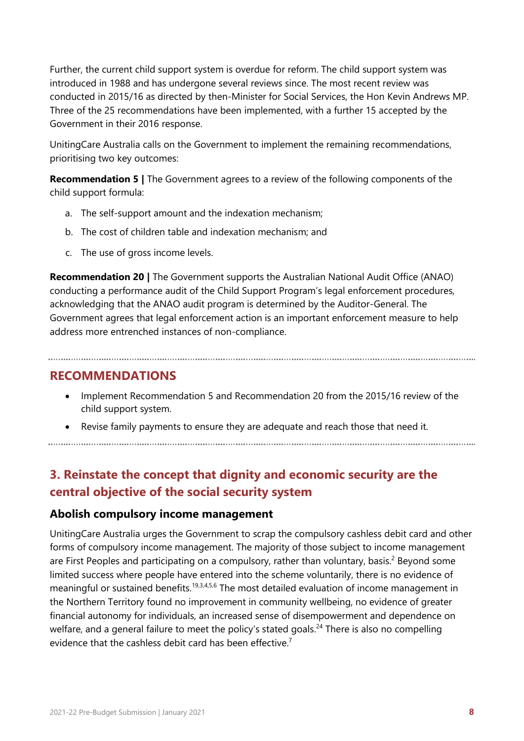Further, the current child support system is overdue for reform. The child support system was introduced in 1988 and has undergone several reviews since. The most recent review was conducted in 2015/16 as directed by then-Minister for Social Services, the Hon Kevin Andrews MP. Three of the 25 recommendations have been implemented, with a further 15 accepted by the Government in their 2016 response.

UnitingCare Australia calls on the Government to implement the remaining recommendations, prioritising two key outcomes:

**Recommendation 5 |** The Government agrees to a review of the following components of the child support formula:

a. The self-support amount and the indexation mechanism;
b. The cost of children table and indexation mechanism; and
c. The use of gross income levels.

**Recommendation 20 |** The Government supports the Australian National Audit Office (ANAO) conducting a performance audit of the Child Support Program's legal enforcement procedures, acknowledging that the ANAO audit program is determined by the Auditor-General. The Government agrees that legal enforcement action is an important enforcement measure to help address more entrenched instances of non-compliance.

## RECOMMENDATIONS

- Implement Recommendation 5 and Recommendation 20 from the 2015/16 review of the child support system.
- Revise family payments to ensure they are adequate and reach those that need it.

## 3. Reinstate the concept that dignity and economic security are the central objective of the social security system

### Abolish compulsory income management

UnitingCare Australia urges the Government to scrap the compulsory cashless debit card and other forms of compulsory income management. The majority of those subject to income management are First Peoples and participating on a compulsory, rather than voluntary, basis.[2] Beyond some limited success where people have entered into the scheme voluntarily, there is no evidence of meaningful or sustained benefits.[19,3,4,5,6] The most detailed evaluation of income management in the Northern Territory found no improvement in community wellbeing, no evidence of greater financial autonomy for individuals, an increased sense of disempowerment and dependence on welfare, and a general failure to meet the policy's stated goals.[24] There is also no compelling evidence that the cashless debit card has been effective.[7]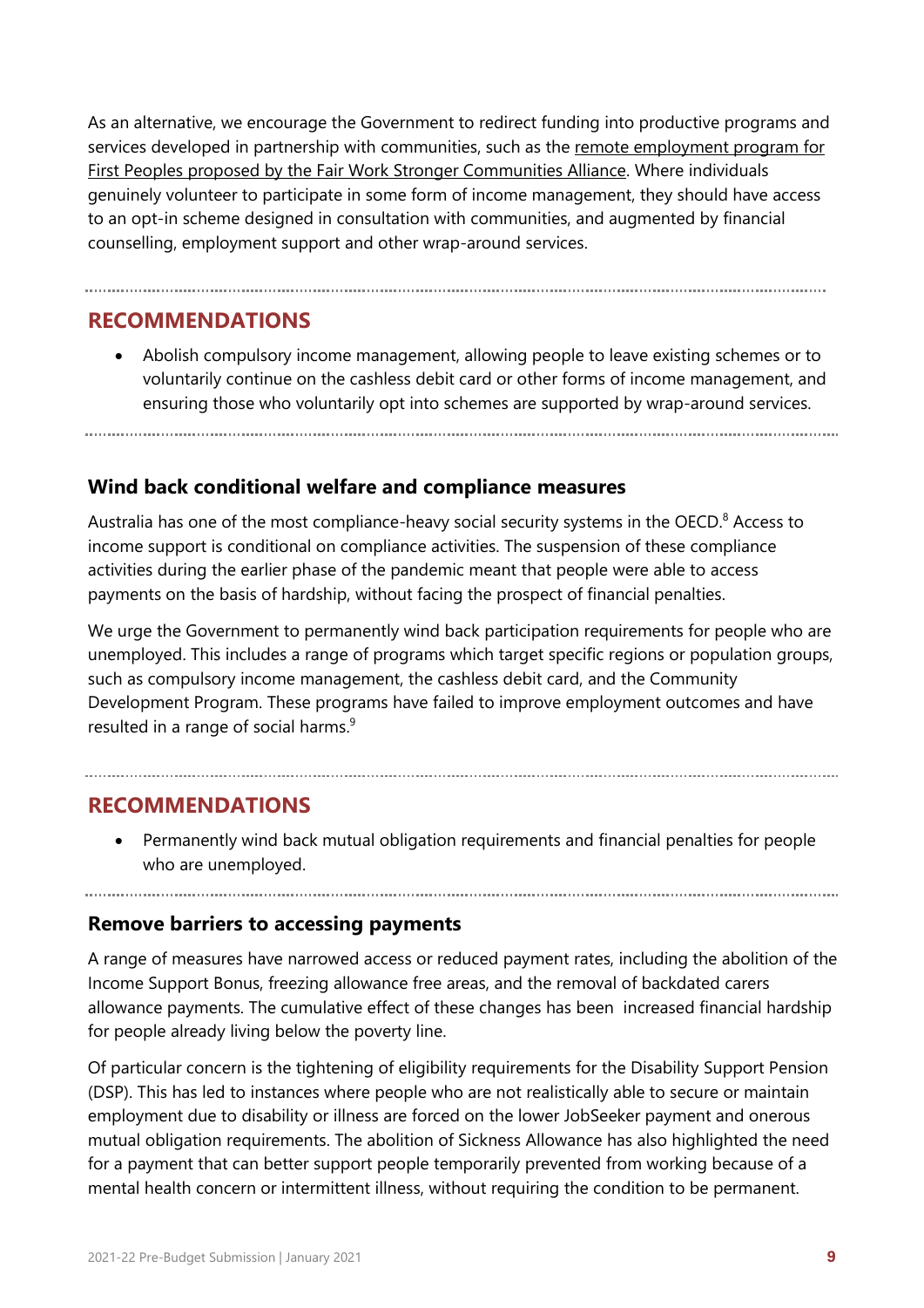As an alternative, we encourage the Government to redirect funding into productive programs and services developed in partnership with communities, such as the remote employment program for First Peoples proposed by the Fair Work Stronger Communities Alliance. Where individuals genuinely volunteer to participate in some form of income management, they should have access to an opt-in scheme designed in consultation with communities, and augmented by financial counselling, employment support and other wrap-around services.

## RECOMMENDATIONS

- Abolish compulsory income management, allowing people to leave existing schemes or to voluntarily continue on the cashless debit card or other forms of income management, and ensuring those who voluntarily opt into schemes are supported by wrap-around services.

### Wind back conditional welfare and compliance measures

Australia has one of the most compliance-heavy social security systems in the OECD.[8] Access to income support is conditional on compliance activities. The suspension of these compliance activities during the earlier phase of the pandemic meant that people were able to access payments on the basis of hardship, without facing the prospect of financial penalties.

We urge the Government to permanently wind back participation requirements for people who are unemployed. This includes a range of programs which target specific regions or population groups, such as compulsory income management, the cashless debit card, and the Community Development Program. These programs have failed to improve employment outcomes and have resulted in a range of social harms.[9]

## RECOMMENDATIONS

- Permanently wind back mutual obligation requirements and financial penalties for people who are unemployed.

### Remove barriers to accessing payments

A range of measures have narrowed access or reduced payment rates, including the abolition of the Income Support Bonus, freezing allowance free areas, and the removal of backdated carers allowance payments. The cumulative effect of these changes has been increased financial hardship for people already living below the poverty line.

Of particular concern is the tightening of eligibility requirements for the Disability Support Pension (DSP). This has led to instances where people who are not realistically able to secure or maintain employment due to disability or illness are forced on the lower JobSeeker payment and onerous mutual obligation requirements. The abolition of Sickness Allowance has also highlighted the need for a payment that can better support people temporarily prevented from working because of a mental health concern or intermittent illness, without requiring the condition to be permanent.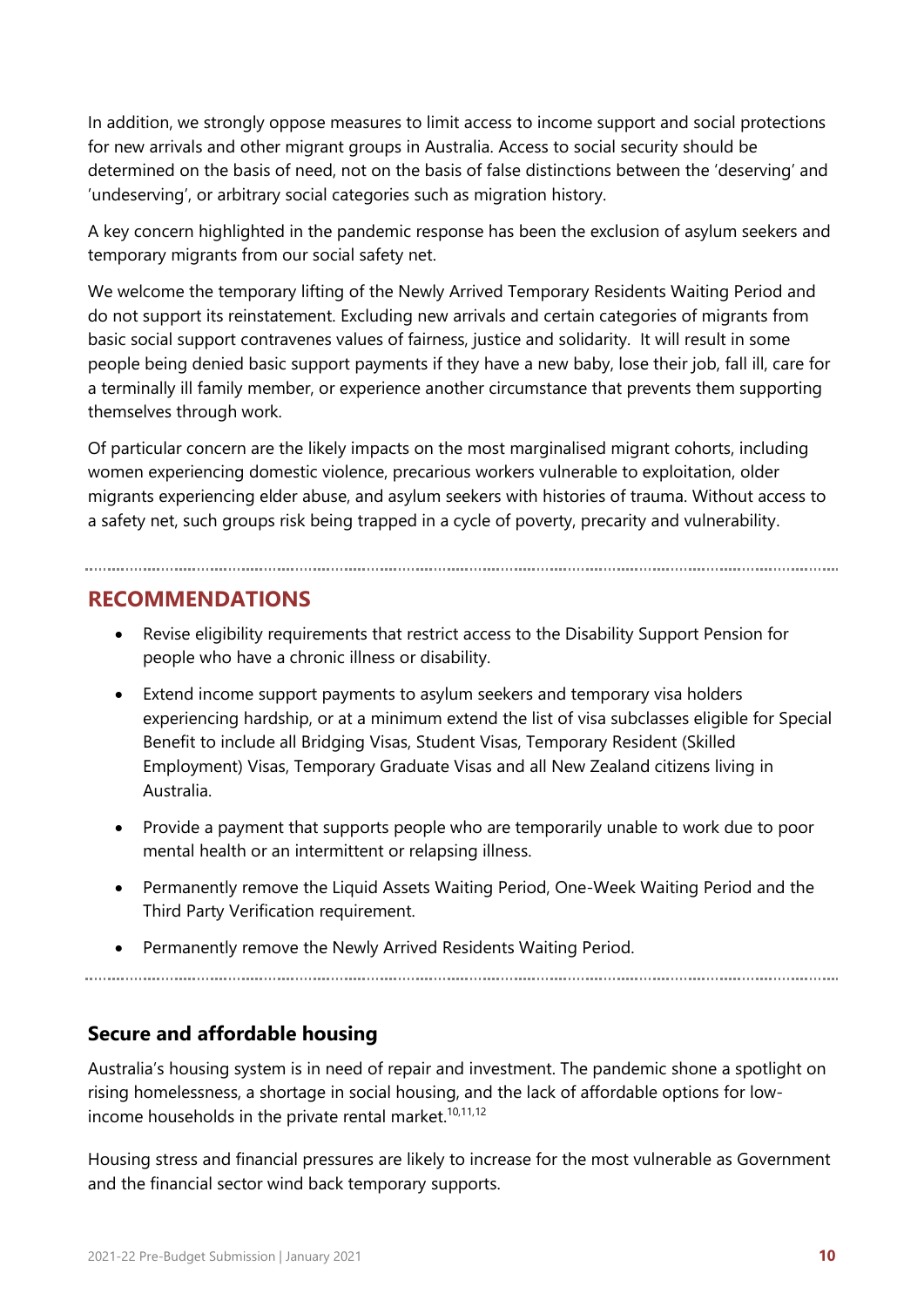In addition, we strongly oppose measures to limit access to income support and social protections for new arrivals and other migrant groups in Australia. Access to social security should be determined on the basis of need, not on the basis of false distinctions between the 'deserving' and 'undeserving', or arbitrary social categories such as migration history.

A key concern highlighted in the pandemic response has been the exclusion of asylum seekers and temporary migrants from our social safety net.

We welcome the temporary lifting of the Newly Arrived Temporary Residents Waiting Period and do not support its reinstatement. Excluding new arrivals and certain categories of migrants from basic social support contravenes values of fairness, justice and solidarity. It will result in some people being denied basic support payments if they have a new baby, lose their job, fall ill, care for a terminally ill family member, or experience another circumstance that prevents them supporting themselves through work.

Of particular concern are the likely impacts on the most marginalised migrant cohorts, including women experiencing domestic violence, precarious workers vulnerable to exploitation, older migrants experiencing elder abuse, and asylum seekers with histories of trauma. Without access to a safety net, such groups risk being trapped in a cycle of poverty, precarity and vulnerability.

## RECOMMENDATIONS

- Revise eligibility requirements that restrict access to the Disability Support Pension for people who have a chronic illness or disability.
- Extend income support payments to asylum seekers and temporary visa holders experiencing hardship, or at a minimum extend the list of visa subclasses eligible for Special Benefit to include all Bridging Visas, Student Visas, Temporary Resident (Skilled Employment) Visas, Temporary Graduate Visas and all New Zealand citizens living in Australia.
- Provide a payment that supports people who are temporarily unable to work due to poor mental health or an intermittent or relapsing illness.
- Permanently remove the Liquid Assets Waiting Period, One-Week Waiting Period and the Third Party Verification requirement.
- Permanently remove the Newly Arrived Residents Waiting Period.

### Secure and affordable housing

Australia's housing system is in need of repair and investment. The pandemic shone a spotlight on rising homelessness, a shortage in social housing, and the lack of affordable options for low-income households in the private rental market.[10,11,12]

Housing stress and financial pressures are likely to increase for the most vulnerable as Government and the financial sector wind back temporary supports.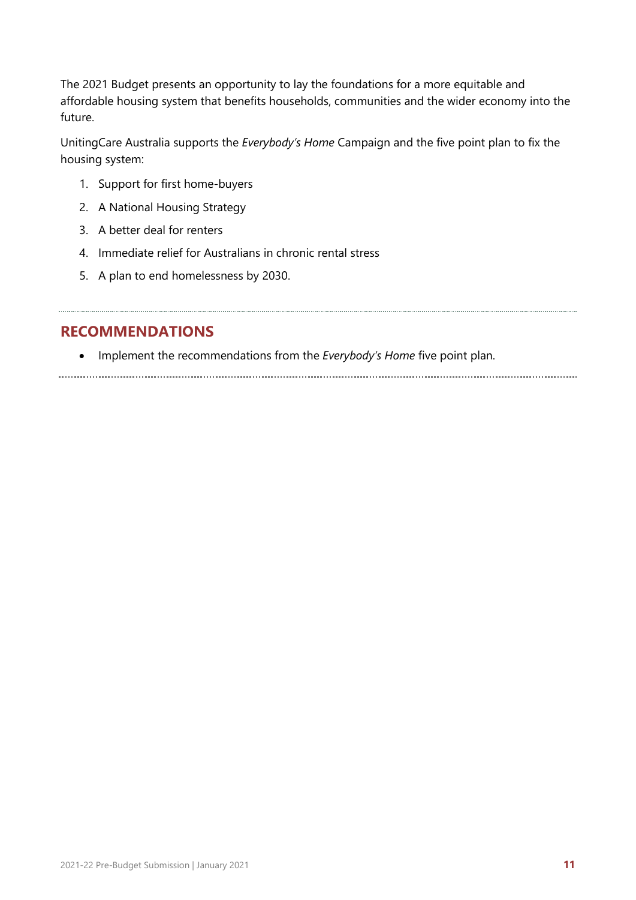The 2021 Budget presents an opportunity to lay the foundations for a more equitable and affordable housing system that benefits households, communities and the wider economy into the future.

UnitingCare Australia supports the *Everybody's Home* Campaign and the five point plan to fix the housing system:

1. Support for first home-buyers
2. A National Housing Strategy
3. A better deal for renters
4. Immediate relief for Australians in chronic rental stress
5. A plan to end homelessness by 2030.

## RECOMMENDATIONS

- Implement the recommendations from the *Everybody's Home* five point plan.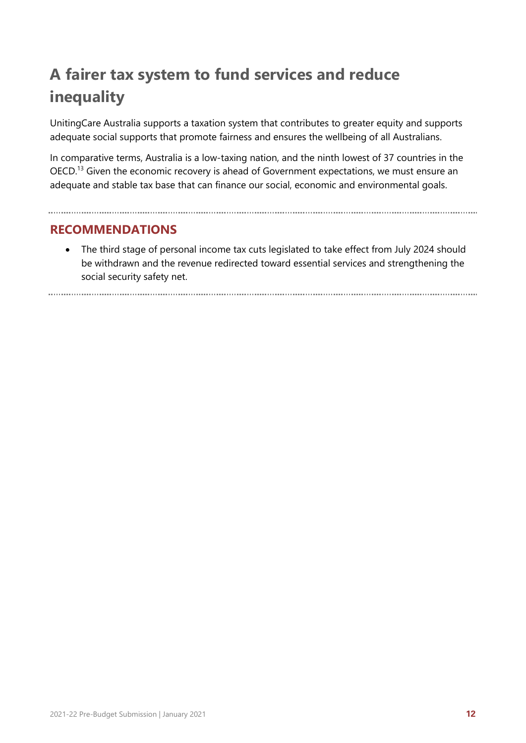# A fairer tax system to fund services and reduce inequality

UnitingCare Australia supports a taxation system that contributes to greater equity and supports adequate social supports that promote fairness and ensures the wellbeing of all Australians.

In comparative terms, Australia is a low-taxing nation, and the ninth lowest of 37 countries in the OECD.[13] Given the economic recovery is ahead of Government expectations, we must ensure an adequate and stable tax base that can finance our social, economic and environmental goals.

## RECOMMENDATIONS

- The third stage of personal income tax cuts legislated to take effect from July 2024 should be withdrawn and the revenue redirected toward essential services and strengthening the social security safety net.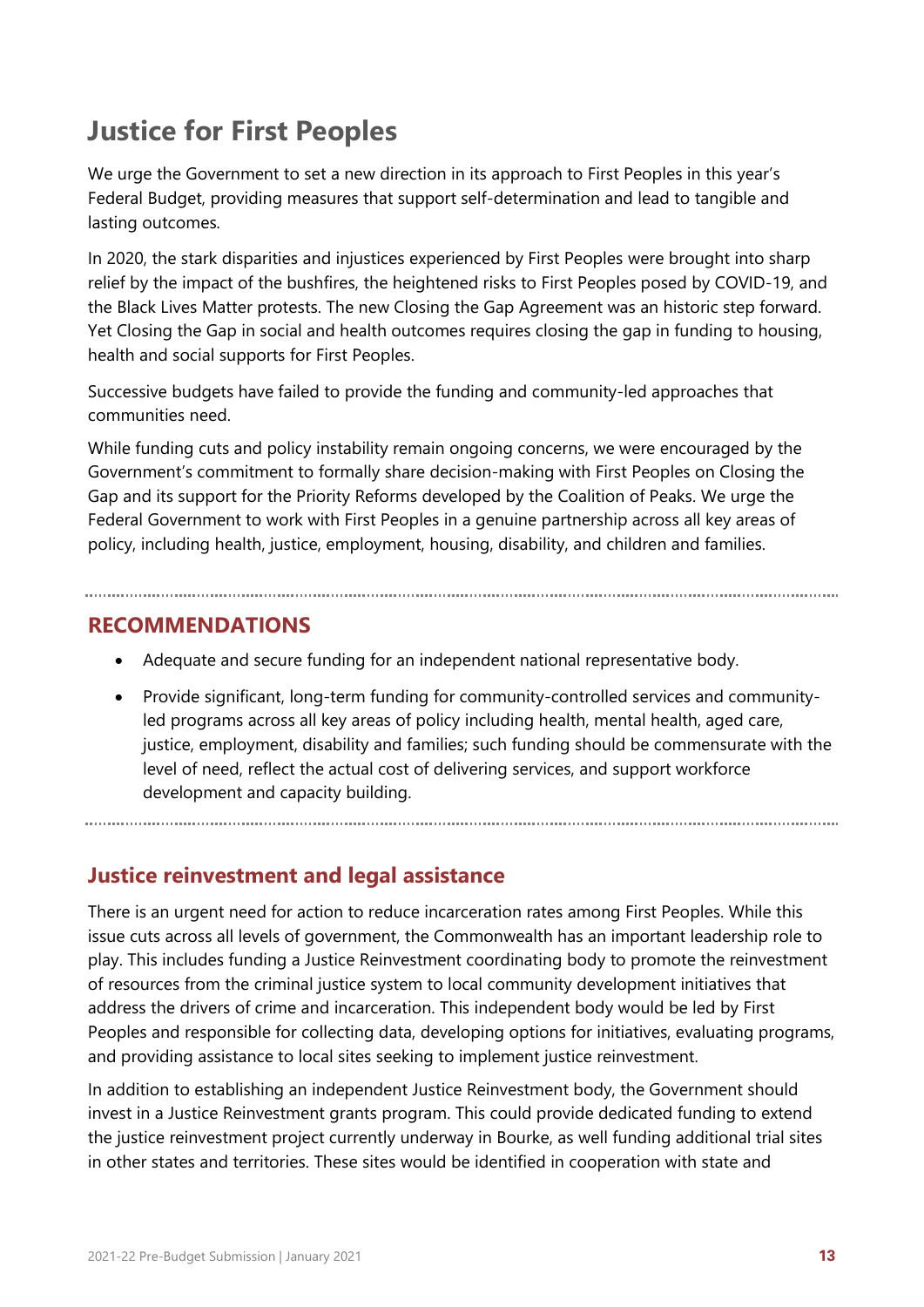# Justice for First Peoples

We urge the Government to set a new direction in its approach to First Peoples in this year's Federal Budget, providing measures that support self-determination and lead to tangible and lasting outcomes.

In 2020, the stark disparities and injustices experienced by First Peoples were brought into sharp relief by the impact of the bushfires, the heightened risks to First Peoples posed by COVID-19, and the Black Lives Matter protests. The new Closing the Gap Agreement was an historic step forward. Yet Closing the Gap in social and health outcomes requires closing the gap in funding to housing, health and social supports for First Peoples.

Successive budgets have failed to provide the funding and community-led approaches that communities need.

While funding cuts and policy instability remain ongoing concerns, we were encouraged by the Government's commitment to formally share decision-making with First Peoples on Closing the Gap and its support for the Priority Reforms developed by the Coalition of Peaks. We urge the Federal Government to work with First Peoples in a genuine partnership across all key areas of policy, including health, justice, employment, housing, disability, and children and families.

## RECOMMENDATIONS

- Adequate and secure funding for an independent national representative body.
- Provide significant, long-term funding for community-controlled services and community-led programs across all key areas of policy including health, mental health, aged care, justice, employment, disability and families; such funding should be commensurate with the level of need, reflect the actual cost of delivering services, and support workforce development and capacity building.

## Justice reinvestment and legal assistance

There is an urgent need for action to reduce incarceration rates among First Peoples. While this issue cuts across all levels of government, the Commonwealth has an important leadership role to play. This includes funding a Justice Reinvestment coordinating body to promote the reinvestment of resources from the criminal justice system to local community development initiatives that address the drivers of crime and incarceration. This independent body would be led by First Peoples and responsible for collecting data, developing options for initiatives, evaluating programs, and providing assistance to local sites seeking to implement justice reinvestment.

In addition to establishing an independent Justice Reinvestment body, the Government should invest in a Justice Reinvestment grants program. This could provide dedicated funding to extend the justice reinvestment project currently underway in Bourke, as well funding additional trial sites in other states and territories. These sites would be identified in cooperation with state and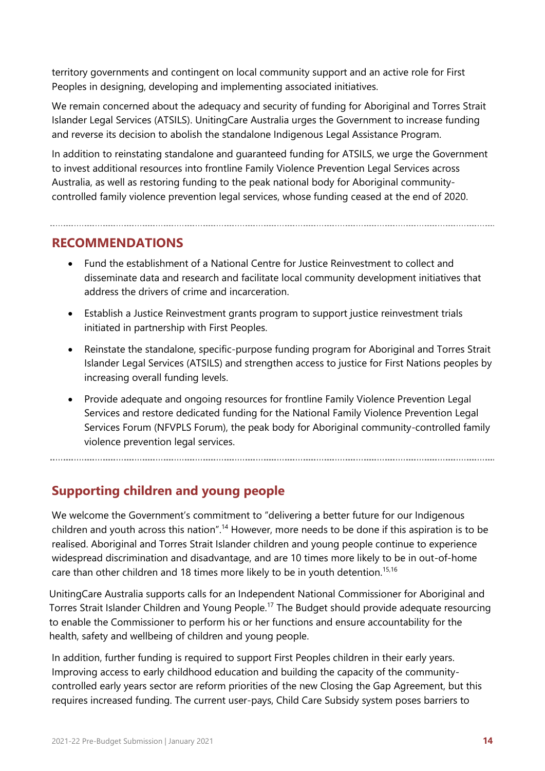territory governments and contingent on local community support and an active role for First Peoples in designing, developing and implementing associated initiatives.

We remain concerned about the adequacy and security of funding for Aboriginal and Torres Strait Islander Legal Services (ATSILS). UnitingCare Australia urges the Government to increase funding and reverse its decision to abolish the standalone Indigenous Legal Assistance Program.

In addition to reinstating standalone and guaranteed funding for ATSILS, we urge the Government to invest additional resources into frontline Family Violence Prevention Legal Services across Australia, as well as restoring funding to the peak national body for Aboriginal community-controlled family violence prevention legal services, whose funding ceased at the end of 2020.

## RECOMMENDATIONS

- Fund the establishment of a National Centre for Justice Reinvestment to collect and disseminate data and research and facilitate local community development initiatives that address the drivers of crime and incarceration.
- Establish a Justice Reinvestment grants program to support justice reinvestment trials initiated in partnership with First Peoples.
- Reinstate the standalone, specific-purpose funding program for Aboriginal and Torres Strait Islander Legal Services (ATSILS) and strengthen access to justice for First Nations peoples by increasing overall funding levels.
- Provide adequate and ongoing resources for frontline Family Violence Prevention Legal Services and restore dedicated funding for the National Family Violence Prevention Legal Services Forum (NFVPLS Forum), the peak body for Aboriginal community-controlled family violence prevention legal services.

## Supporting children and young people

We welcome the Government's commitment to "delivering a better future for our Indigenous children and youth across this nation".[14] However, more needs to be done if this aspiration is to be realised. Aboriginal and Torres Strait Islander children and young people continue to experience widespread discrimination and disadvantage, and are 10 times more likely to be in out-of-home care than other children and 18 times more likely to be in youth detention.[15,16]

UnitingCare Australia supports calls for an Independent National Commissioner for Aboriginal and Torres Strait Islander Children and Young People.[17] The Budget should provide adequate resourcing to enable the Commissioner to perform his or her functions and ensure accountability for the health, safety and wellbeing of children and young people.

In addition, further funding is required to support First Peoples children in their early years. Improving access to early childhood education and building the capacity of the community-controlled early years sector are reform priorities of the new Closing the Gap Agreement, but this requires increased funding. The current user-pays, Child Care Subsidy system poses barriers to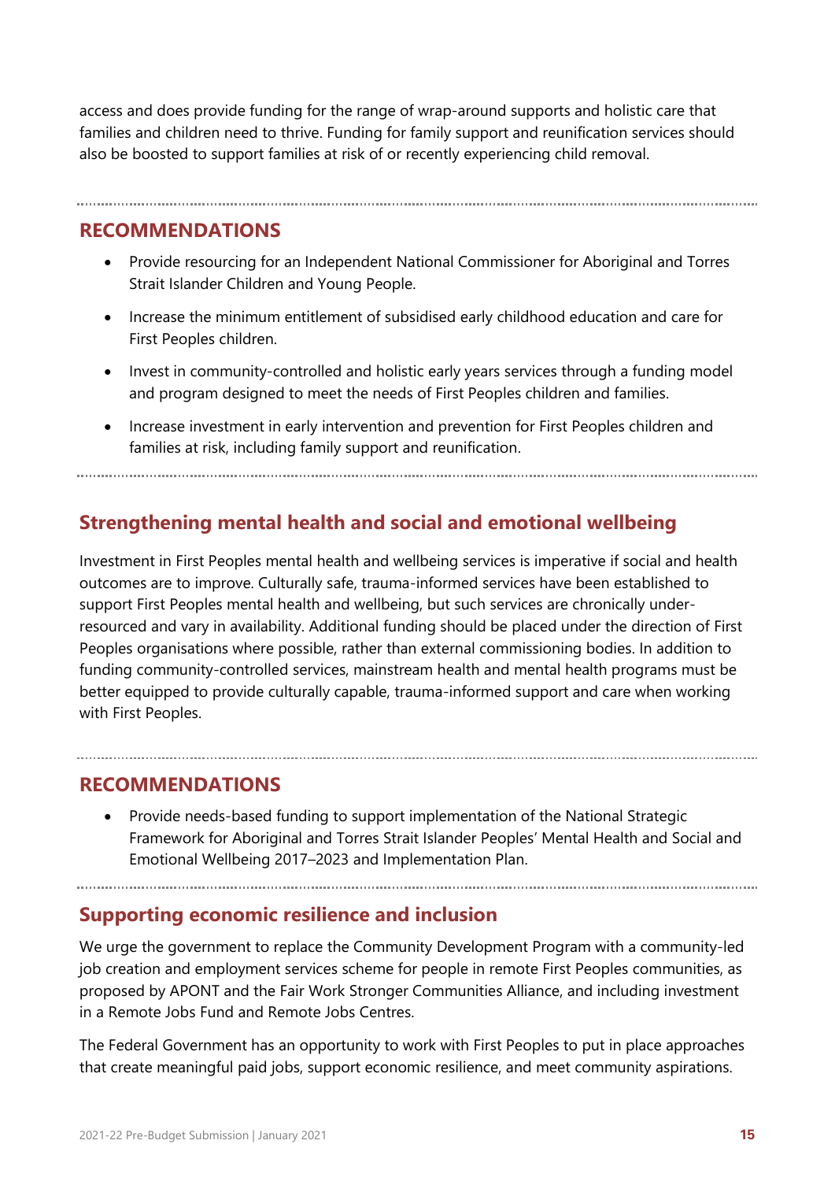access and does provide funding for the range of wrap-around supports and holistic care that families and children need to thrive. Funding for family support and reunification services should also be boosted to support families at risk of or recently experiencing child removal.

## RECOMMENDATIONS

- Provide resourcing for an Independent National Commissioner for Aboriginal and Torres Strait Islander Children and Young People.
- Increase the minimum entitlement of subsidised early childhood education and care for First Peoples children.
- Invest in community-controlled and holistic early years services through a funding model and program designed to meet the needs of First Peoples children and families.
- Increase investment in early intervention and prevention for First Peoples children and families at risk, including family support and reunification.

## Strengthening mental health and social and emotional wellbeing

Investment in First Peoples mental health and wellbeing services is imperative if social and health outcomes are to improve. Culturally safe, trauma-informed services have been established to support First Peoples mental health and wellbeing, but such services are chronically under-resourced and vary in availability. Additional funding should be placed under the direction of First Peoples organisations where possible, rather than external commissioning bodies. In addition to funding community-controlled services, mainstream health and mental health programs must be better equipped to provide culturally capable, trauma-informed support and care when working with First Peoples.

## RECOMMENDATIONS

- Provide needs-based funding to support implementation of the National Strategic Framework for Aboriginal and Torres Strait Islander Peoples' Mental Health and Social and Emotional Wellbeing 2017–2023 and Implementation Plan.

## Supporting economic resilience and inclusion

We urge the government to replace the Community Development Program with a community-led job creation and employment services scheme for people in remote First Peoples communities, as proposed by APONT and the Fair Work Stronger Communities Alliance, and including investment in a Remote Jobs Fund and Remote Jobs Centres.

The Federal Government has an opportunity to work with First Peoples to put in place approaches that create meaningful paid jobs, support economic resilience, and meet community aspirations.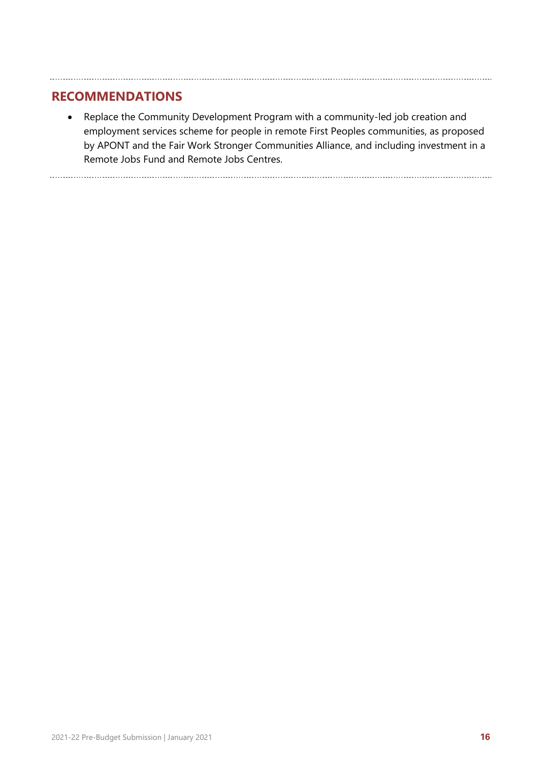## RECOMMENDATIONS

- Replace the Community Development Program with a community-led job creation and employment services scheme for people in remote First Peoples communities, as proposed by APONT and the Fair Work Stronger Communities Alliance, and including investment in a Remote Jobs Fund and Remote Jobs Centres.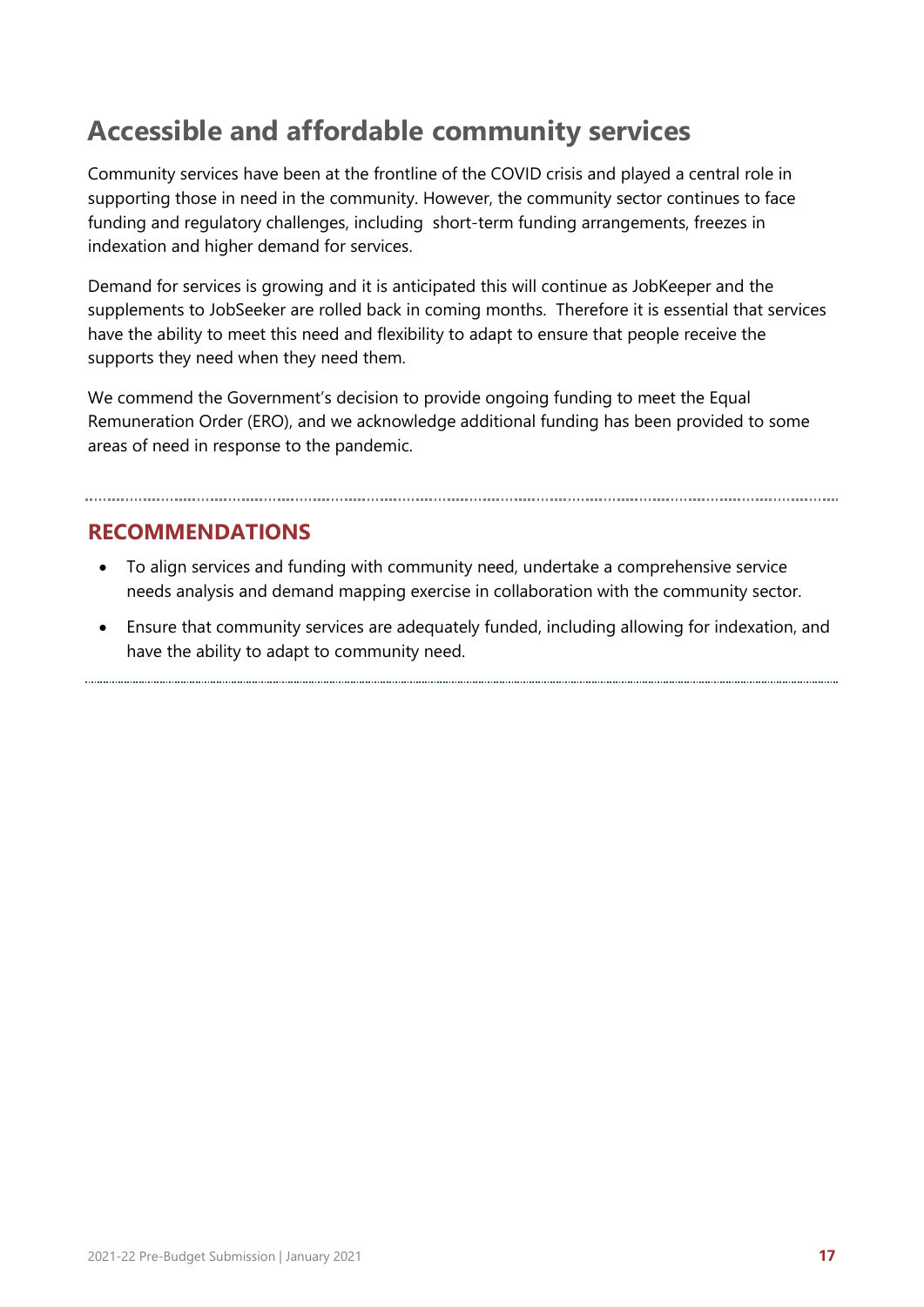## Accessible and affordable community services

Community services have been at the frontline of the COVID crisis and played a central role in supporting those in need in the community. However, the community sector continues to face funding and regulatory challenges, including short-term funding arrangements, freezes in indexation and higher demand for services.

Demand for services is growing and it is anticipated this will continue as JobKeeper and the supplements to JobSeeker are rolled back in coming months. Therefore it is essential that services have the ability to meet this need and flexibility to adapt to ensure that people receive the supports they need when they need them.

We commend the Government's decision to provide ongoing funding to meet the Equal Remuneration Order (ERO), and we acknowledge additional funding has been provided to some areas of need in response to the pandemic.

### RECOMMENDATIONS

- To align services and funding with community need, undertake a comprehensive service needs analysis and demand mapping exercise in collaboration with the community sector.
- Ensure that community services are adequately funded, including allowing for indexation, and have the ability to adapt to community need.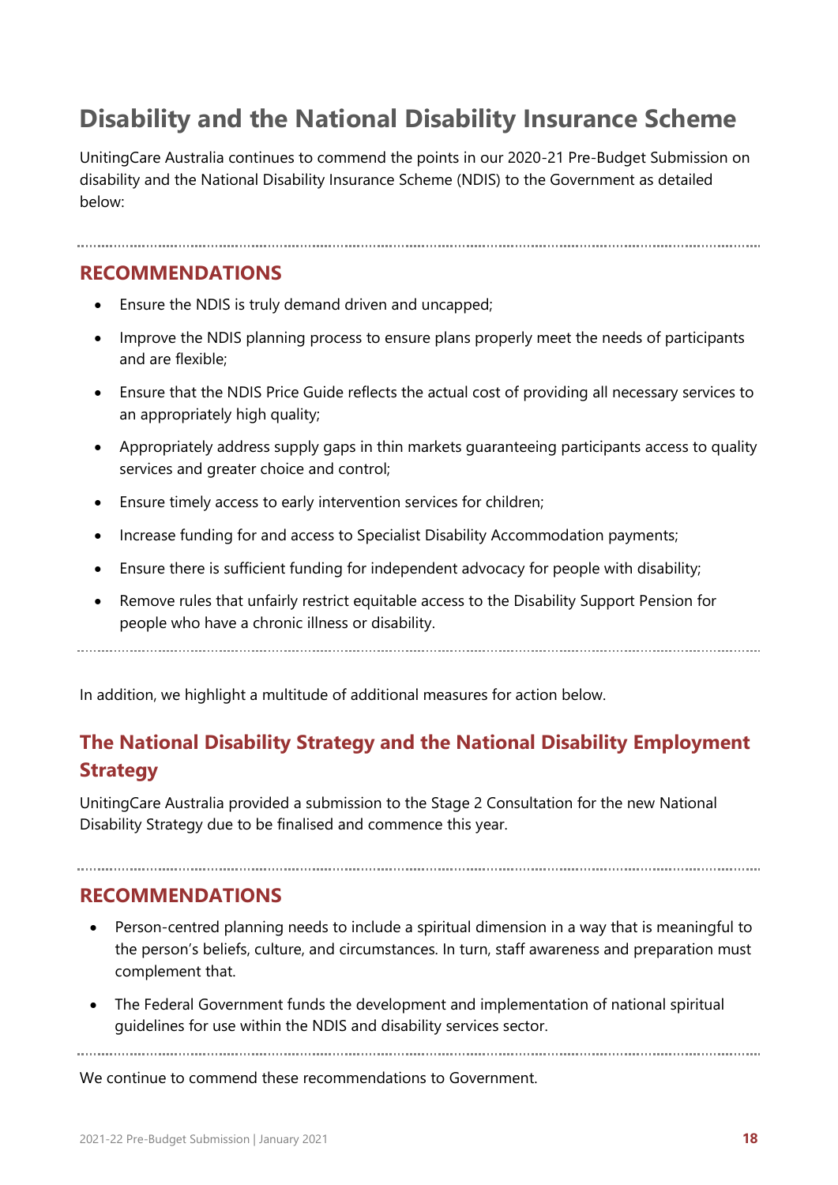## Disability and the National Disability Insurance Scheme

UnitingCare Australia continues to commend the points in our 2020-21 Pre-Budget Submission on disability and the National Disability Insurance Scheme (NDIS) to the Government as detailed below:

### RECOMMENDATIONS

- Ensure the NDIS is truly demand driven and uncapped;
- Improve the NDIS planning process to ensure plans properly meet the needs of participants and are flexible;
- Ensure that the NDIS Price Guide reflects the actual cost of providing all necessary services to an appropriately high quality;
- Appropriately address supply gaps in thin markets guaranteeing participants access to quality services and greater choice and control;
- Ensure timely access to early intervention services for children;
- Increase funding for and access to Specialist Disability Accommodation payments;
- Ensure there is sufficient funding for independent advocacy for people with disability;
- Remove rules that unfairly restrict equitable access to the Disability Support Pension for people who have a chronic illness or disability.

In addition, we highlight a multitude of additional measures for action below.

### The National Disability Strategy and the National Disability Employment Strategy

UnitingCare Australia provided a submission to the Stage 2 Consultation for the new National Disability Strategy due to be finalised and commence this year.

### RECOMMENDATIONS

- Person-centred planning needs to include a spiritual dimension in a way that is meaningful to the person's beliefs, culture, and circumstances. In turn, staff awareness and preparation must complement that.
- The Federal Government funds the development and implementation of national spiritual guidelines for use within the NDIS and disability services sector.

We continue to commend these recommendations to Government.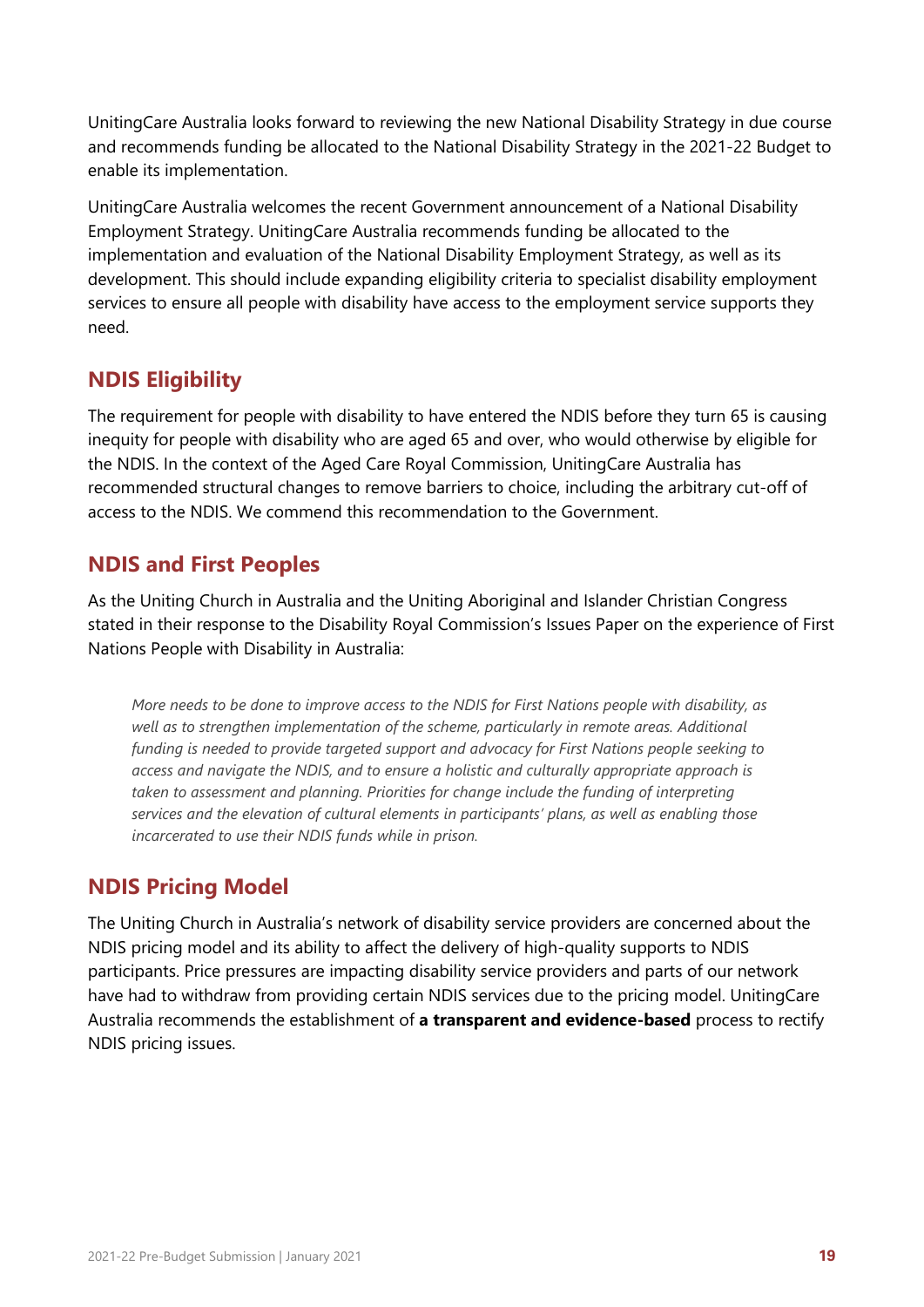UnitingCare Australia looks forward to reviewing the new National Disability Strategy in due course and recommends funding be allocated to the National Disability Strategy in the 2021-22 Budget to enable its implementation.

UnitingCare Australia welcomes the recent Government announcement of a National Disability Employment Strategy. UnitingCare Australia recommends funding be allocated to the implementation and evaluation of the National Disability Employment Strategy, as well as its development. This should include expanding eligibility criteria to specialist disability employment services to ensure all people with disability have access to the employment service supports they need.

## NDIS Eligibility

The requirement for people with disability to have entered the NDIS before they turn 65 is causing inequity for people with disability who are aged 65 and over, who would otherwise by eligible for the NDIS. In the context of the Aged Care Royal Commission, UnitingCare Australia has recommended structural changes to remove barriers to choice, including the arbitrary cut-off of access to the NDIS. We commend this recommendation to the Government.

## NDIS and First Peoples

As the Uniting Church in Australia and the Uniting Aboriginal and Islander Christian Congress stated in their response to the Disability Royal Commission's Issues Paper on the experience of First Nations People with Disability in Australia:

> *More needs to be done to improve access to the NDIS for First Nations people with disability, as well as to strengthen implementation of the scheme, particularly in remote areas. Additional funding is needed to provide targeted support and advocacy for First Nations people seeking to access and navigate the NDIS, and to ensure a holistic and culturally appropriate approach is taken to assessment and planning. Priorities for change include the funding of interpreting services and the elevation of cultural elements in participants' plans, as well as enabling those incarcerated to use their NDIS funds while in prison.*

## NDIS Pricing Model

The Uniting Church in Australia's network of disability service providers are concerned about the NDIS pricing model and its ability to affect the delivery of high-quality supports to NDIS participants. Price pressures are impacting disability service providers and parts of our network have had to withdraw from providing certain NDIS services due to the pricing model. UnitingCare Australia recommends the establishment of **a transparent and evidence-based** process to rectify NDIS pricing issues.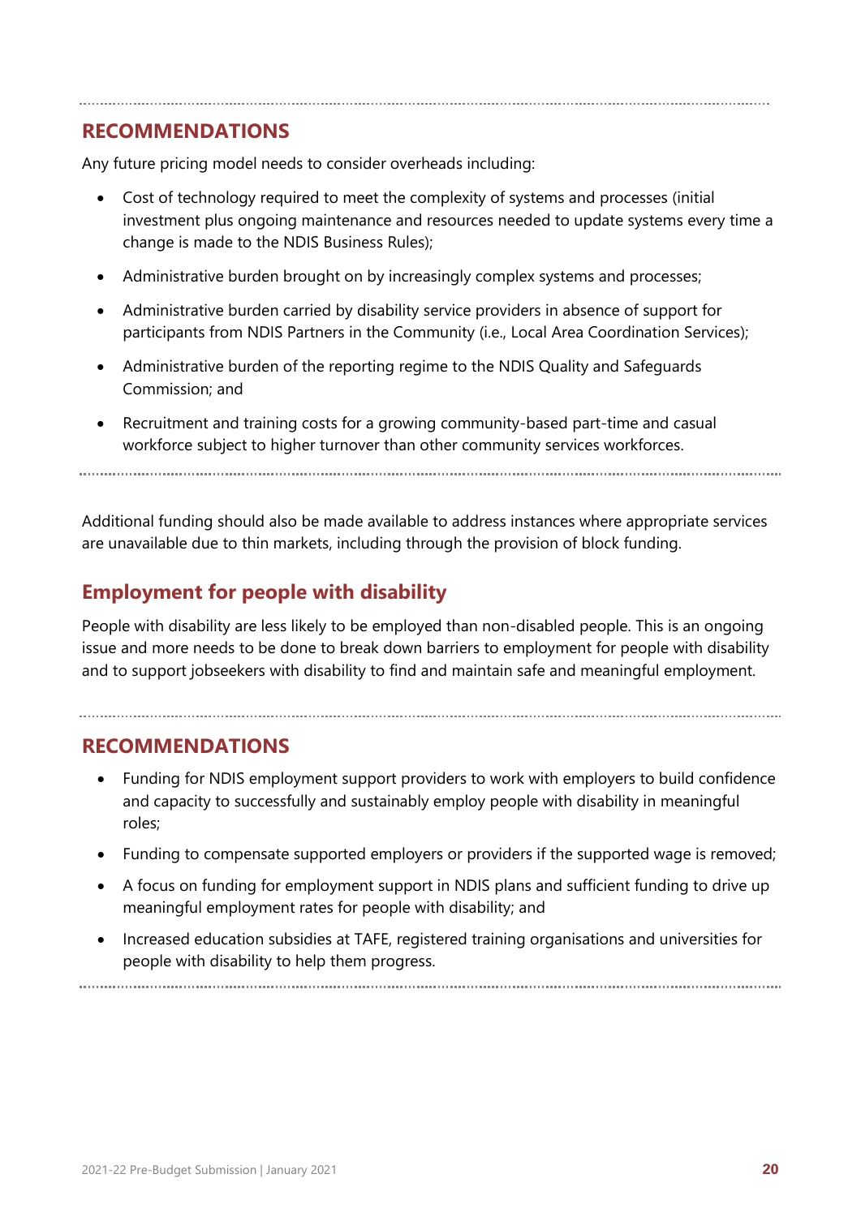## RECOMMENDATIONS

Any future pricing model needs to consider overheads including:

- Cost of technology required to meet the complexity of systems and processes (initial investment plus ongoing maintenance and resources needed to update systems every time a change is made to the NDIS Business Rules);
- Administrative burden brought on by increasingly complex systems and processes;
- Administrative burden carried by disability service providers in absence of support for participants from NDIS Partners in the Community (i.e., Local Area Coordination Services);
- Administrative burden of the reporting regime to the NDIS Quality and Safeguards Commission; and
- Recruitment and training costs for a growing community-based part-time and casual workforce subject to higher turnover than other community services workforces.

Additional funding should also be made available to address instances where appropriate services are unavailable due to thin markets, including through the provision of block funding.

## Employment for people with disability

People with disability are less likely to be employed than non-disabled people. This is an ongoing issue and more needs to be done to break down barriers to employment for people with disability and to support jobseekers with disability to find and maintain safe and meaningful employment.

## RECOMMENDATIONS

- Funding for NDIS employment support providers to work with employers to build confidence and capacity to successfully and sustainably employ people with disability in meaningful roles;
- Funding to compensate supported employers or providers if the supported wage is removed;
- A focus on funding for employment support in NDIS plans and sufficient funding to drive up meaningful employment rates for people with disability; and
- Increased education subsidies at TAFE, registered training organisations and universities for people with disability to help them progress.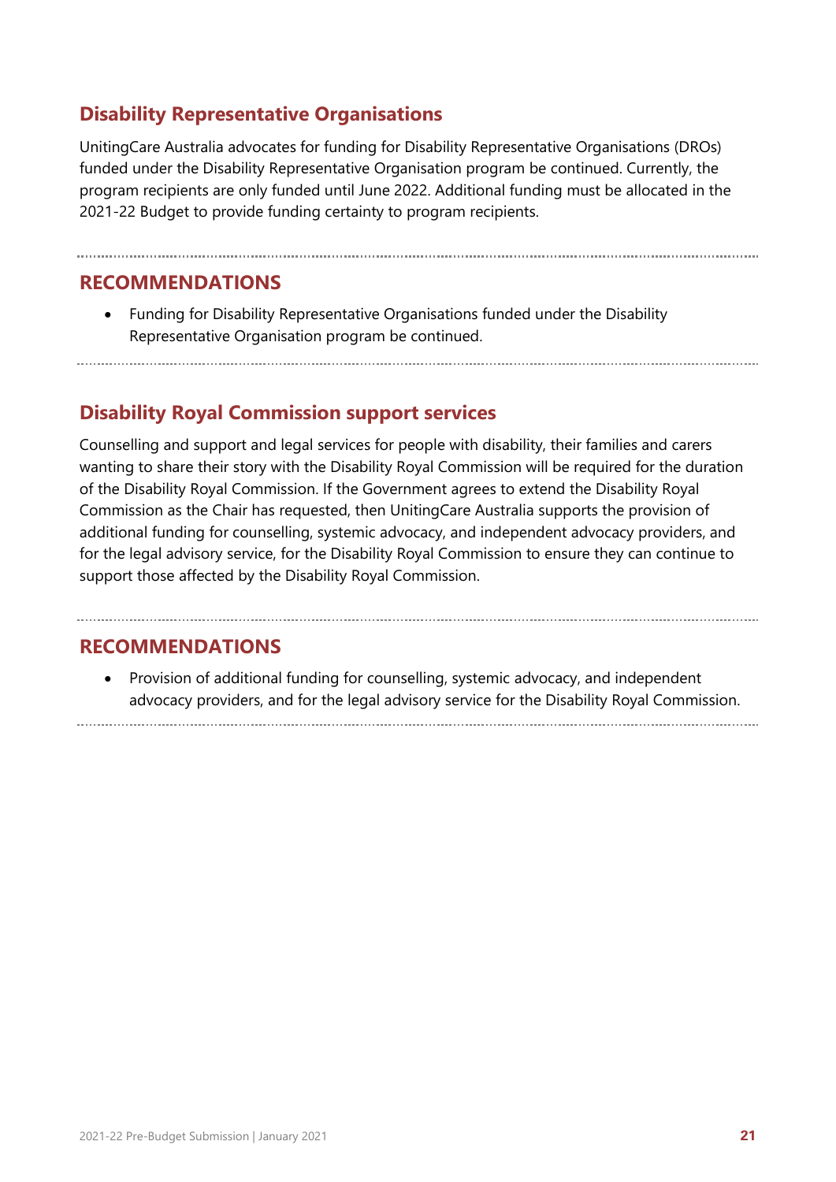## Disability Representative Organisations

UnitingCare Australia advocates for funding for Disability Representative Organisations (DROs) funded under the Disability Representative Organisation program be continued. Currently, the program recipients are only funded until June 2022. Additional funding must be allocated in the 2021-22 Budget to provide funding certainty to program recipients.

### RECOMMENDATIONS

- Funding for Disability Representative Organisations funded under the Disability Representative Organisation program be continued.

## Disability Royal Commission support services

Counselling and support and legal services for people with disability, their families and carers wanting to share their story with the Disability Royal Commission will be required for the duration of the Disability Royal Commission. If the Government agrees to extend the Disability Royal Commission as the Chair has requested, then UnitingCare Australia supports the provision of additional funding for counselling, systemic advocacy, and independent advocacy providers, and for the legal advisory service, for the Disability Royal Commission to ensure they can continue to support those affected by the Disability Royal Commission.

### RECOMMENDATIONS

- Provision of additional funding for counselling, systemic advocacy, and independent advocacy providers, and for the legal advisory service for the Disability Royal Commission.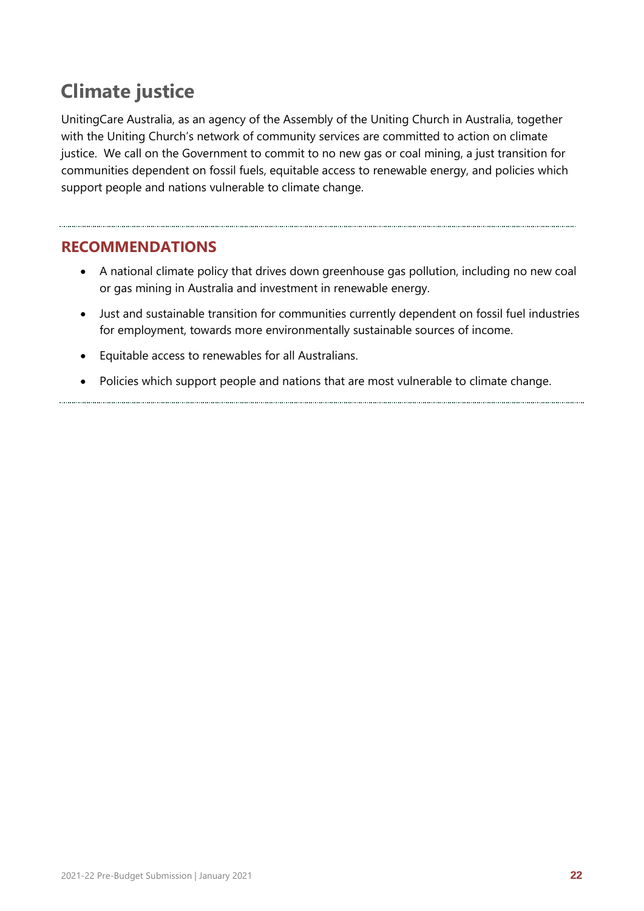# Climate justice

UnitingCare Australia, as an agency of the Assembly of the Uniting Church in Australia, together with the Uniting Church's network of community services are committed to action on climate justice. We call on the Government to commit to no new gas or coal mining, a just transition for communities dependent on fossil fuels, equitable access to renewable energy, and policies which support people and nations vulnerable to climate change.

## RECOMMENDATIONS

- A national climate policy that drives down greenhouse gas pollution, including no new coal or gas mining in Australia and investment in renewable energy.
- Just and sustainable transition for communities currently dependent on fossil fuel industries for employment, towards more environmentally sustainable sources of income.
- Equitable access to renewables for all Australians.
- Policies which support people and nations that are most vulnerable to climate change.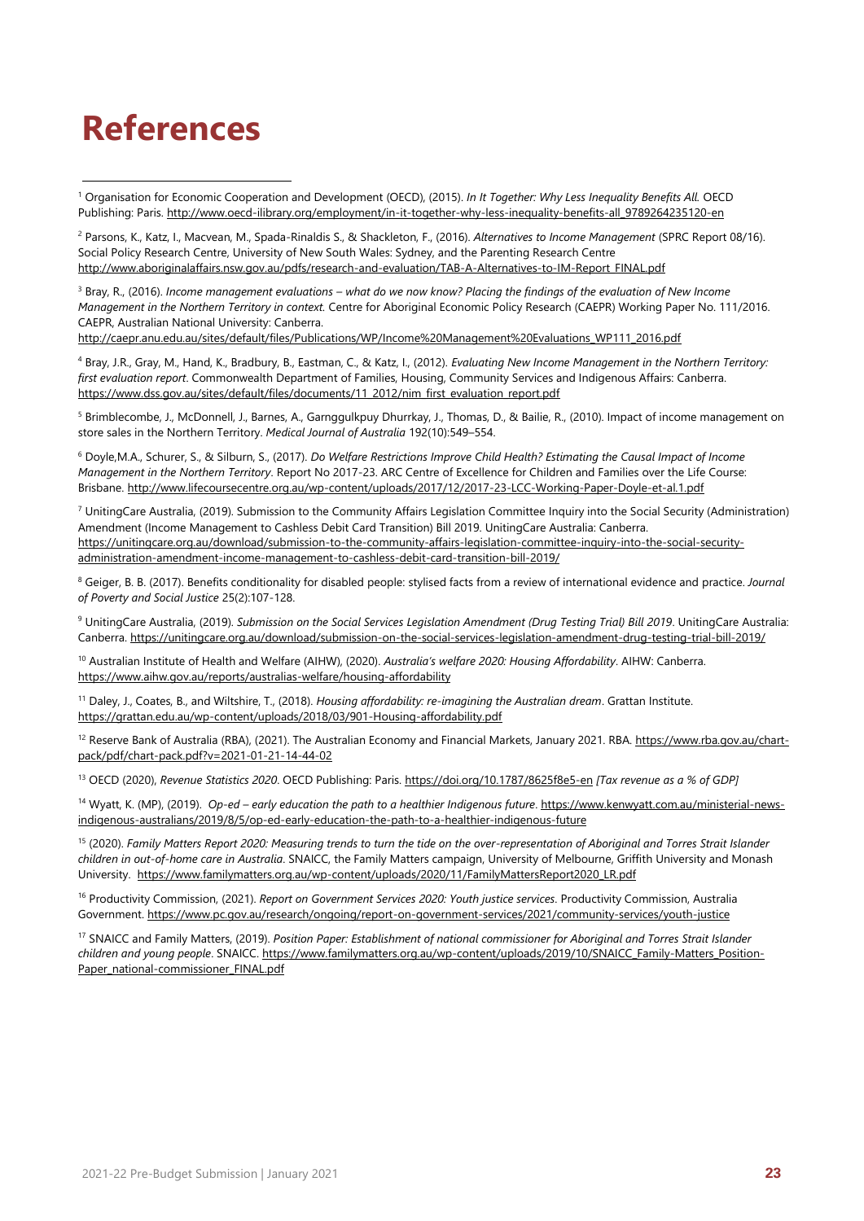# References

[1] Organisation for Economic Cooperation and Development (OECD), (2015). *In It Together: Why Less Inequality Benefits All.* OECD Publishing: Paris. http://www.oecd-ilibrary.org/employment/in-it-together-why-less-inequality-benefits-all_9789264235120-en

[2] Parsons, K., Katz, I., Macvean, M., Spada-Rinaldis S., & Shackleton, F., (2016). *Alternatives to Income Management* (SPRC Report 08/16). Social Policy Research Centre, University of New South Wales: Sydney, and the Parenting Research Centre http://www.aboriginalaffairs.nsw.gov.au/pdfs/research-and-evaluation/TAB-A-Alternatives-to-IM-Report_FINAL.pdf

[3] Bray, R., (2016). *Income management evaluations – what do we now know? Placing the findings of the evaluation of New Income Management in the Northern Territory in context.* Centre for Aboriginal Economic Policy Research (CAEPR) Working Paper No. 111/2016. CAEPR, Australian National University: Canberra. http://caepr.anu.edu.au/sites/default/files/Publications/WP/Income%20Management%20Evaluations_WP111_2016.pdf

[4] Bray, J.R., Gray, M., Hand, K., Bradbury, B., Eastman, C., & Katz, I., (2012). *Evaluating New Income Management in the Northern Territory: first evaluation report*. Commonwealth Department of Families, Housing, Community Services and Indigenous Affairs: Canberra. https://www.dss.gov.au/sites/default/files/documents/11_2012/nim_first_evaluation_report.pdf

[5] Brimblecombe, J., McDonnell, J., Barnes, A., Garnggulkpuy Dhurrkay, J., Thomas, D., & Bailie, R., (2010). Impact of income management on store sales in the Northern Territory. *Medical Journal of Australia* 192(10):549–554.

[6] Doyle,M.A., Schurer, S., & Silburn, S., (2017). *Do Welfare Restrictions Improve Child Health? Estimating the Causal Impact of Income Management in the Northern Territory*. Report No 2017-23. ARC Centre of Excellence for Children and Families over the Life Course: Brisbane. http://www.lifecoursecentre.org.au/wp-content/uploads/2017/12/2017-23-LCC-Working-Paper-Doyle-et-al.1.pdf

[7] UnitingCare Australia, (2019). Submission to the Community Affairs Legislation Committee Inquiry into the Social Security (Administration) Amendment (Income Management to Cashless Debit Card Transition) Bill 2019. UnitingCare Australia: Canberra. https://unitingcare.org.au/download/submission-to-the-community-affairs-legislation-committee-inquiry-into-the-social-security-administration-amendment-income-management-to-cashless-debit-card-transition-bill-2019/

[8] Geiger, B. B. (2017). Benefits conditionality for disabled people: stylised facts from a review of international evidence and practice. *Journal of Poverty and Social Justice* 25(2):107-128.

[9] UnitingCare Australia, (2019). *Submission on the Social Services Legislation Amendment (Drug Testing Trial) Bill 2019*. UnitingCare Australia: Canberra. https://unitingcare.org.au/download/submission-on-the-social-services-legislation-amendment-drug-testing-trial-bill-2019/

[10] Australian Institute of Health and Welfare (AIHW), (2020). *Australia's welfare 2020: Housing Affordability*. AIHW: Canberra. https://www.aihw.gov.au/reports/australias-welfare/housing-affordability

[11] Daley, J., Coates, B., and Wiltshire, T., (2018). *Housing affordability: re-imagining the Australian dream*. Grattan Institute. https://grattan.edu.au/wp-content/uploads/2018/03/901-Housing-affordability.pdf

[12] Reserve Bank of Australia (RBA), (2021). The Australian Economy and Financial Markets, January 2021. RBA. https://www.rba.gov.au/chart-pack/pdf/chart-pack.pdf?v=2021-01-21-14-44-02

[13] OECD (2020), *Revenue Statistics 2020*. OECD Publishing: Paris. https://doi.org/10.1787/8625f8e5-en *[Tax revenue as a % of GDP]*

[14] Wyatt, K. (MP), (2019). *Op-ed – early education the path to a healthier Indigenous future*. https://www.kenwyatt.com.au/ministerial-news-indigenous-australians/2019/8/5/op-ed-early-education-the-path-to-a-healthier-indigenous-future

[15] (2020). *Family Matters Report 2020: Measuring trends to turn the tide on the over-representation of Aboriginal and Torres Strait Islander children in out-of-home care in Australia*. SNAICC, the Family Matters campaign, University of Melbourne, Griffith University and Monash University. https://www.familymatters.org.au/wp-content/uploads/2020/11/FamilyMattersReport2020_LR.pdf

[16] Productivity Commission, (2021). *Report on Government Services 2020: Youth justice services*. Productivity Commission, Australia Government. https://www.pc.gov.au/research/ongoing/report-on-government-services/2021/community-services/youth-justice

[17] SNAICC and Family Matters, (2019). *Position Paper: Establishment of national commissioner for Aboriginal and Torres Strait Islander children and young people*. SNAICC. https://www.familymatters.org.au/wp-content/uploads/2019/10/SNAICC_Family-Matters_Position-Paper_national-commissioner_FINAL.pdf